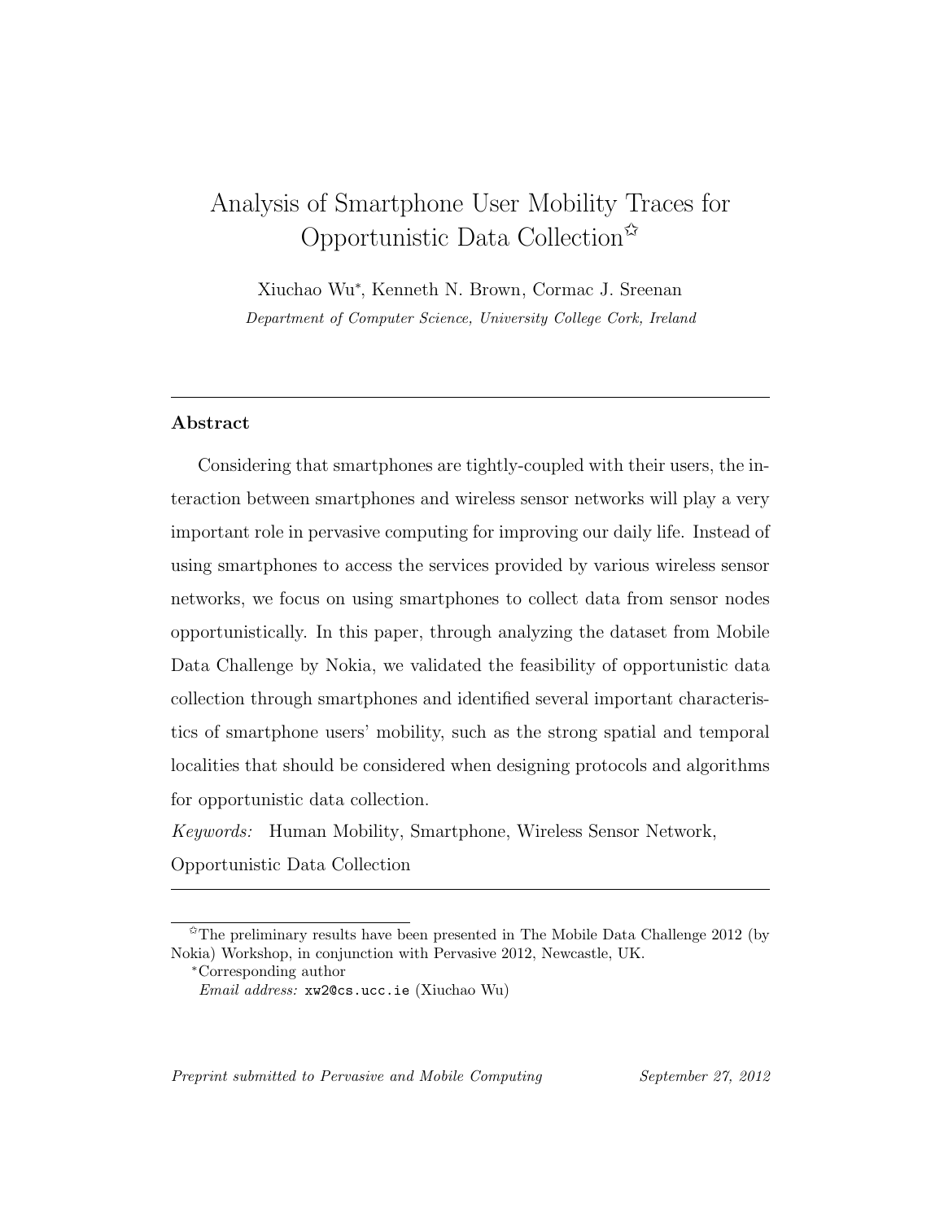# Analysis of Smartphone User Mobility Traces for Opportunistic Data Collection ✩

Xiuchao Wu*, Kenneth N. Brown, Cormac J. Sreenan

*Department of Computer Science, University College Cork, Ireland*

---

## Abstract

Considering that smartphones are tightly-coupled with their users, the interaction between smartphones and wireless sensor networks will play a very important role in pervasive computing for improving our daily life. Instead of using smartphones to access the services provided by various wireless sensor networks, we focus on using smartphones to collect data from sensor nodes opportunistically. In this paper, through analyzing the dataset from Mobile Data Challenge by Nokia, we validated the feasibility of opportunistic data collection through smartphones and identified several important characteristics of smartphone users' mobility, such as the strong spatial and temporal localities that should be considered when designing protocols and algorithms for opportunistic data collection.

*Keywords:* Human Mobility, Smartphone, Wireless Sensor Network, Opportunistic Data Collection

---

✩The preliminary results have been presented in The Mobile Data Challenge 2012 (by Nokia) Workshop, in conjunction with Pervasive 2012, Newcastle, UK.

*Corresponding author

*Email address:* xw2@cs.ucc.ie (Xiuchao Wu)

*Preprint submitted to Pervasive and Mobile Computing* *September 27, 2012*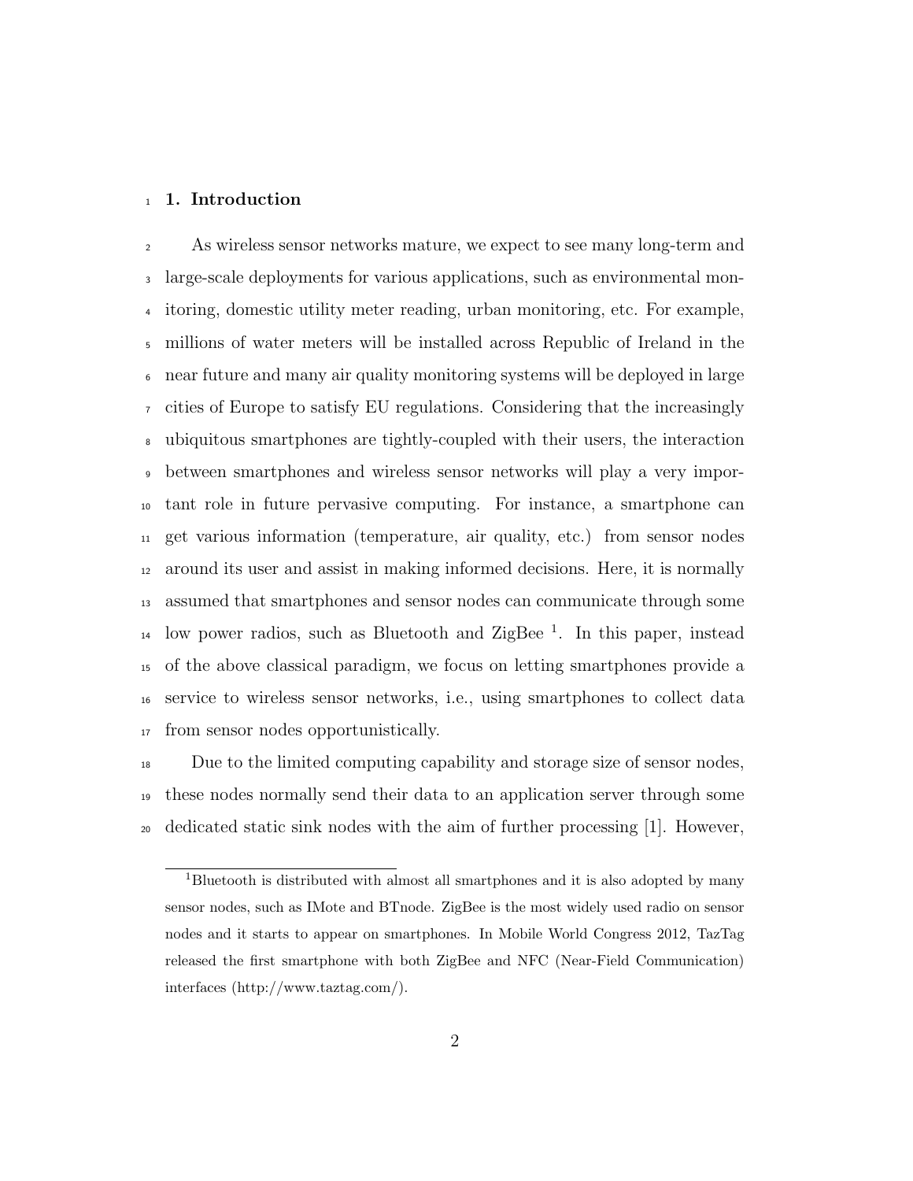# 1. Introduction

As wireless sensor networks mature, we expect to see many long-term and large-scale deployments for various applications, such as environmental monitoring, domestic utility meter reading, urban monitoring, etc. For example, millions of water meters will be installed across Republic of Ireland in the near future and many air quality monitoring systems will be deployed in large cities of Europe to satisfy EU regulations. Considering that the increasingly ubiquitous smartphones are tightly-coupled with their users, the interaction between smartphones and wireless sensor networks will play a very important role in future pervasive computing. For instance, a smartphone can get various information (temperature, air quality, etc.) from sensor nodes around its user and assist in making informed decisions. Here, it is normally assumed that smartphones and sensor nodes can communicate through some low power radios, such as Bluetooth and ZigBee [1]. In this paper, instead of the above classical paradigm, we focus on letting smartphones provide a service to wireless sensor networks, i.e., using smartphones to collect data from sensor nodes opportunistically.

Due to the limited computing capability and storage size of sensor nodes, these nodes normally send their data to an application server through some dedicated static sink nodes with the aim of further processing [1]. However,

[1] Bluetooth is distributed with almost all smartphones and it is also adopted by many sensor nodes, such as IMote and BTnode. ZigBee is the most widely used radio on sensor nodes and it starts to appear on smartphones. In Mobile World Congress 2012, TazTag released the first smartphone with both ZigBee and NFC (Near-Field Communication) interfaces (http://www.taztag.com/).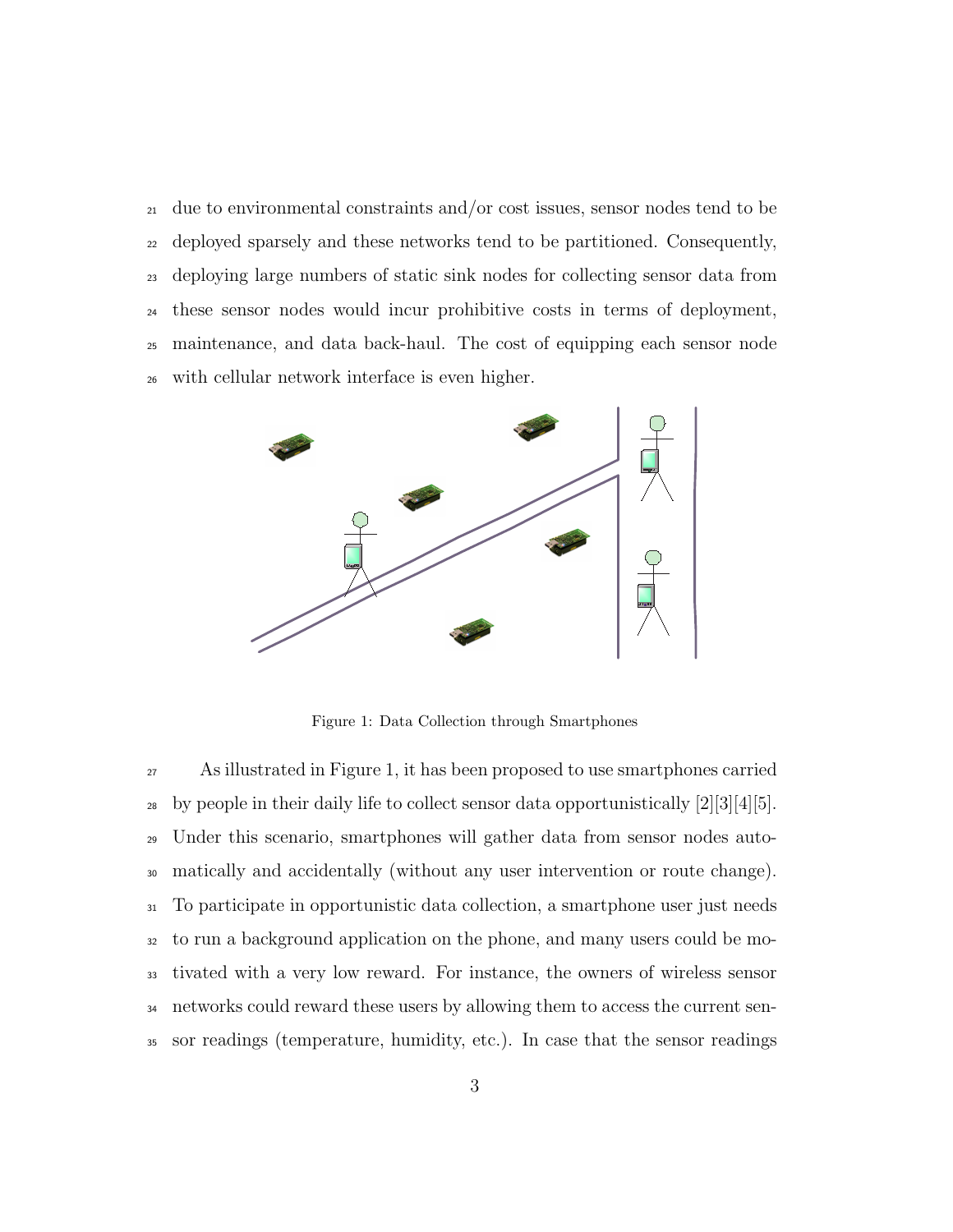due to environmental constraints and/or cost issues, sensor nodes tend to be deployed sparsely and these networks tend to be partitioned. Consequently, deploying large numbers of static sink nodes for collecting sensor data from these sensor nodes would incur prohibitive costs in terms of deployment, maintenance, and data back-haul. The cost of equipping each sensor node with cellular network interface is even higher.

Figure 1: Data Collection through Smartphones

As illustrated in Figure 1, it has been proposed to use smartphones carried by people in their daily life to collect sensor data opportunistically [2][3][4][5]. Under this scenario, smartphones will gather data from sensor nodes automatically and accidentally (without any user intervention or route change). To participate in opportunistic data collection, a smartphone user just needs to run a background application on the phone, and many users could be motivated with a very low reward. For instance, the owners of wireless sensor networks could reward these users by allowing them to access the current sensor readings (temperature, humidity, etc.). In case that the sensor readings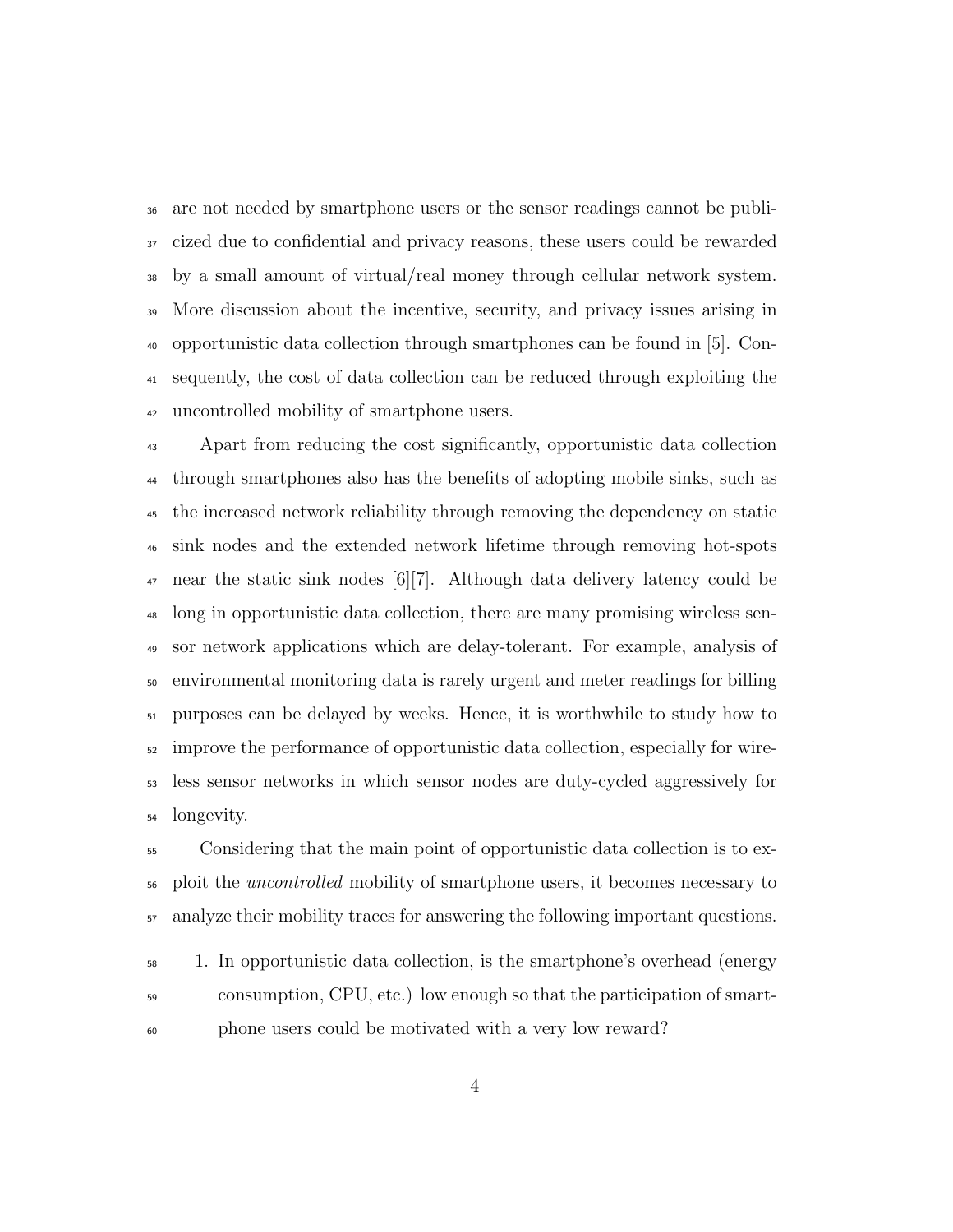are not needed by smartphone users or the sensor readings cannot be publicized due to confidential and privacy reasons, these users could be rewarded by a small amount of virtual/real money through cellular network system. More discussion about the incentive, security, and privacy issues arising in opportunistic data collection through smartphones can be found in [5]. Consequently, the cost of data collection can be reduced through exploiting the uncontrolled mobility of smartphone users.

Apart from reducing the cost significantly, opportunistic data collection through smartphones also has the benefits of adopting mobile sinks, such as the increased network reliability through removing the dependency on static sink nodes and the extended network lifetime through removing hot-spots near the static sink nodes [6][7]. Although data delivery latency could be long in opportunistic data collection, there are many promising wireless sensor network applications which are delay-tolerant. For example, analysis of environmental monitoring data is rarely urgent and meter readings for billing purposes can be delayed by weeks. Hence, it is worthwhile to study how to improve the performance of opportunistic data collection, especially for wireless sensor networks in which sensor nodes are duty-cycled aggressively for longevity.

Considering that the main point of opportunistic data collection is to exploit the *uncontrolled* mobility of smartphone users, it becomes necessary to analyze their mobility traces for answering the following important questions.

1. In opportunistic data collection, is the smartphone's overhead (energy consumption, CPU, etc.) low enough so that the participation of smartphone users could be motivated with a very low reward?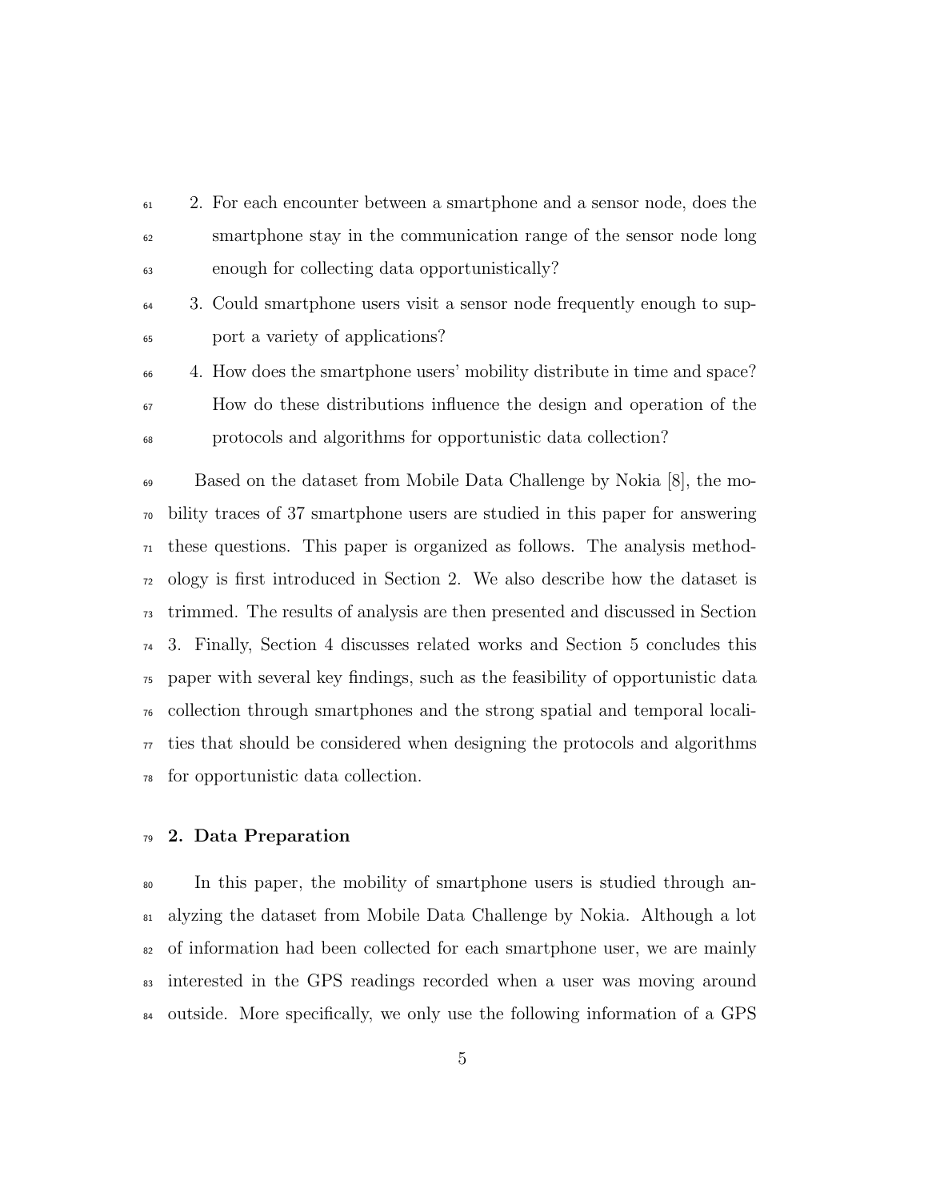2. For each encounter between a smartphone and a sensor node, does the smartphone stay in the communication range of the sensor node long enough for collecting data opportunistically?
3. Could smartphone users visit a sensor node frequently enough to support a variety of applications?
4. How does the smartphone users' mobility distribute in time and space? How do these distributions influence the design and operation of the protocols and algorithms for opportunistic data collection?

Based on the dataset from Mobile Data Challenge by Nokia [8], the mobility traces of 37 smartphone users are studied in this paper for answering these questions. This paper is organized as follows. The analysis methodology is first introduced in Section 2. We also describe how the dataset is trimmed. The results of analysis are then presented and discussed in Section 3. Finally, Section 4 discusses related works and Section 5 concludes this paper with several key findings, such as the feasibility of opportunistic data collection through smartphones and the strong spatial and temporal localities that should be considered when designing the protocols and algorithms for opportunistic data collection.

## 2. Data Preparation

In this paper, the mobility of smartphone users is studied through analyzing the dataset from Mobile Data Challenge by Nokia. Although a lot of information had been collected for each smartphone user, we are mainly interested in the GPS readings recorded when a user was moving around outside. More specifically, we only use the following information of a GPS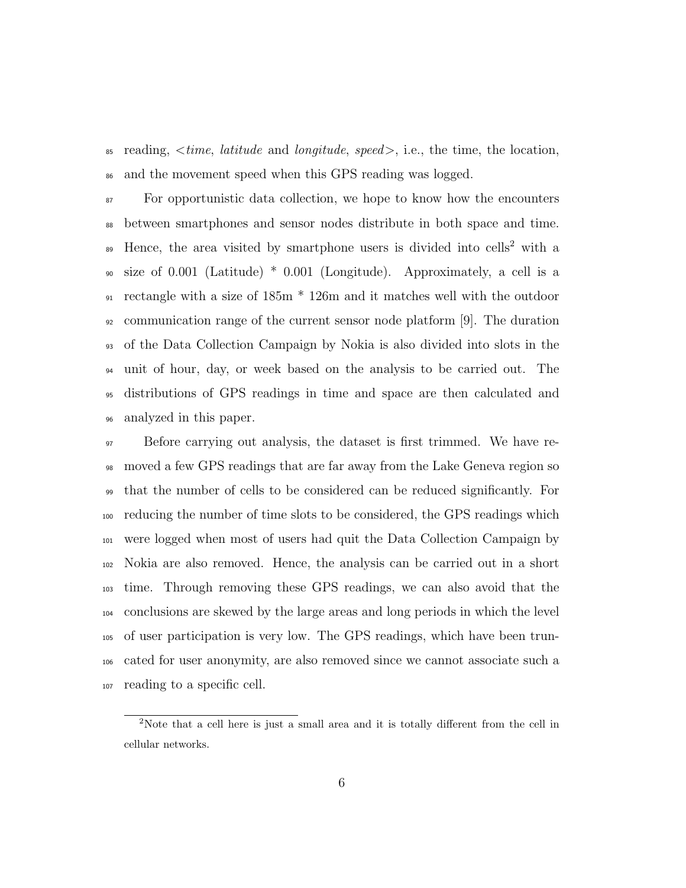reading, <*time*, *latitude* and *longitude*, *speed*>, i.e., the time, the location, and the movement speed when this GPS reading was logged.

For opportunistic data collection, we hope to know how the encounters between smartphones and sensor nodes distribute in both space and time. Hence, the area visited by smartphone users is divided into cells[2] with a size of 0.001 (Latitude) * 0.001 (Longitude). Approximately, a cell is a rectangle with a size of 185m * 126m and it matches well with the outdoor communication range of the current sensor node platform [9]. The duration of the Data Collection Campaign by Nokia is also divided into slots in the unit of hour, day, or week based on the analysis to be carried out. The distributions of GPS readings in time and space are then calculated and analyzed in this paper.

Before carrying out analysis, the dataset is first trimmed. We have removed a few GPS readings that are far away from the Lake Geneva region so that the number of cells to be considered can be reduced significantly. For reducing the number of time slots to be considered, the GPS readings which were logged when most of users had quit the Data Collection Campaign by Nokia are also removed. Hence, the analysis can be carried out in a short time. Through removing these GPS readings, we can also avoid that the conclusions are skewed by the large areas and long periods in which the level of user participation is very low. The GPS readings, which have been truncated for user anonymity, are also removed since we cannot associate such a reading to a specific cell.

[2]Note that a cell here is just a small area and it is totally different from the cell in cellular networks.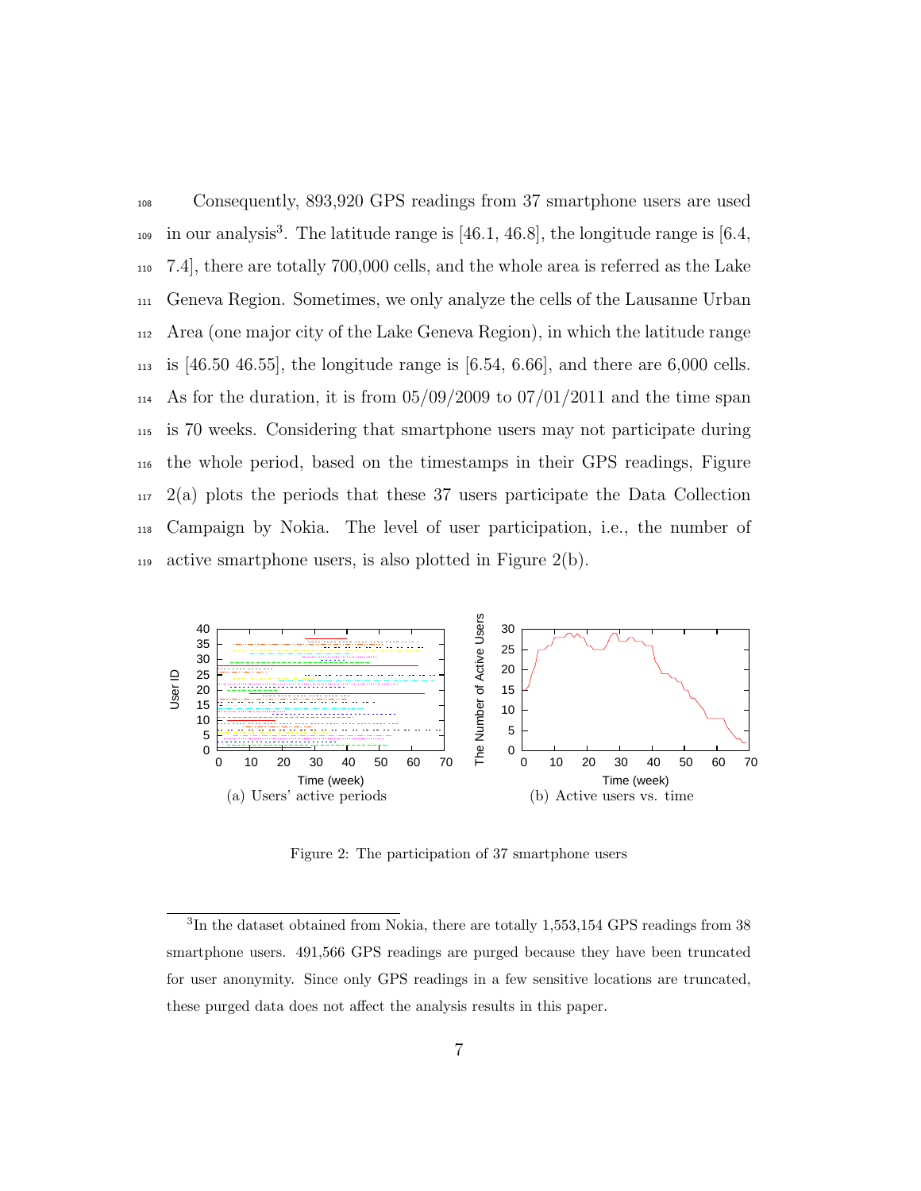Consequently, 893,920 GPS readings from 37 smartphone users are used in our analysis[3]. The latitude range is [46.1, 46.8], the longitude range is [6.4, 7.4], there are totally 700,000 cells, and the whole area is referred as the Lake Geneva Region. Sometimes, we only analyze the cells of the Lausanne Urban Area (one major city of the Lake Geneva Region), in which the latitude range is [46.50 46.55], the longitude range is [6.54, 6.66], and there are 6,000 cells. As for the duration, it is from 05/09/2009 to 07/01/2011 and the time span is 70 weeks. Considering that smartphone users may not participate during the whole period, based on the timestamps in their GPS readings, Figure 2(a) plots the periods that these 37 users participate the Data Collection Campaign by Nokia. The level of user participation, i.e., the number of active smartphone users, is also plotted in Figure 2(b).

(a) Users' active periods

(b) Active users vs. time

Figure 2: The participation of 37 smartphone users

[3]In the dataset obtained from Nokia, there are totally 1,553,154 GPS readings from 38 smartphone users. 491,566 GPS readings are purged because they have been truncated for user anonymity. Since only GPS readings in a few sensitive locations are truncated, these purged data does not affect the analysis results in this paper.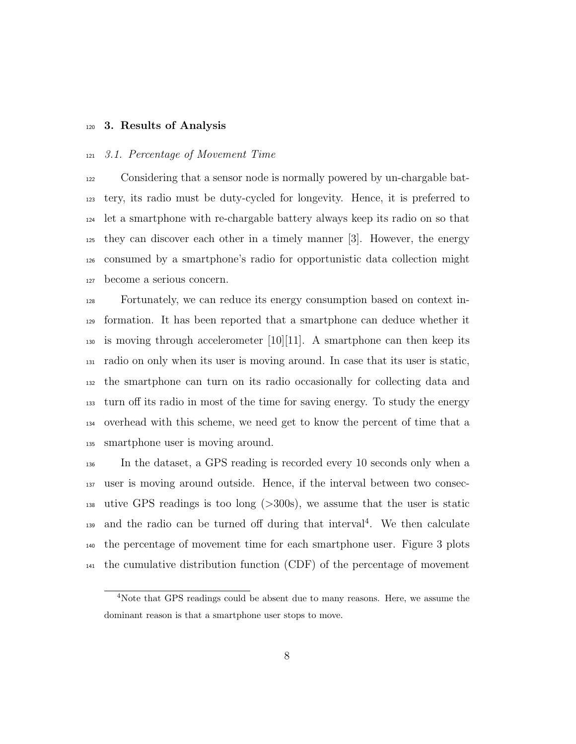## 3. Results of Analysis

### 3.1. Percentage of Movement Time

Considering that a sensor node is normally powered by un-chargable battery, its radio must be duty-cycled for longevity. Hence, it is preferred to let a smartphone with re-chargable battery always keep its radio on so that they can discover each other in a timely manner [3]. However, the energy consumed by a smartphone's radio for opportunistic data collection might become a serious concern.

Fortunately, we can reduce its energy consumption based on context information. It has been reported that a smartphone can deduce whether it is moving through accelerometer [10][11]. A smartphone can then keep its radio on only when its user is moving around. In case that its user is static, the smartphone can turn on its radio occasionally for collecting data and turn off its radio in most of the time for saving energy. To study the energy overhead with this scheme, we need get to know the percent of time that a smartphone user is moving around.

In the dataset, a GPS reading is recorded every 10 seconds only when a user is moving around outside. Hence, if the interval between two consecutive GPS readings is too long (>300s), we assume that the user is static and the radio can be turned off during that interval[4]. We then calculate the percentage of movement time for each smartphone user. Figure 3 plots the cumulative distribution function (CDF) of the percentage of movement

[4] Note that GPS readings could be absent due to many reasons. Here, we assume the dominant reason is that a smartphone user stops to move.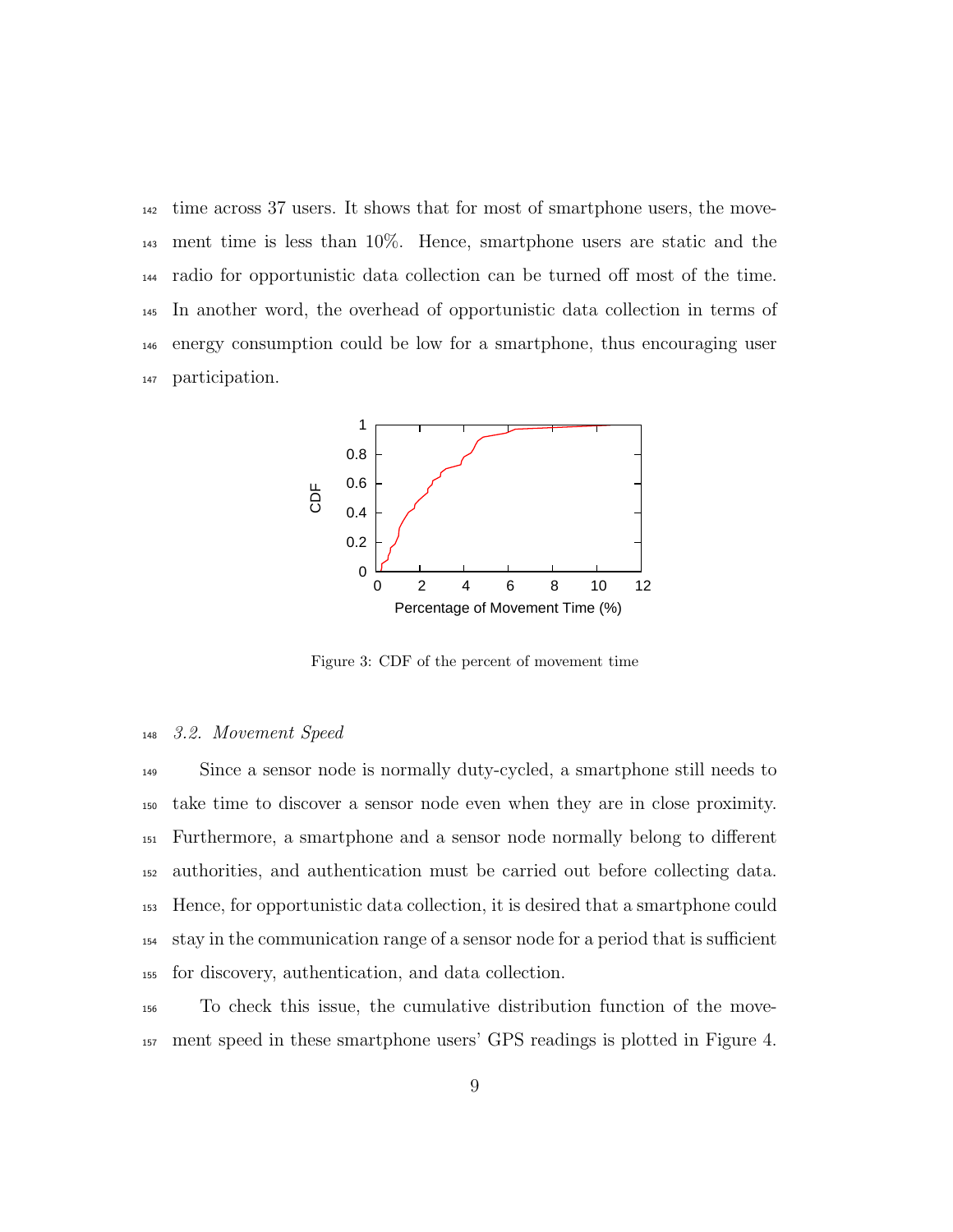time across 37 users. It shows that for most of smartphone users, the movement time is less than 10%. Hence, smartphone users are static and the radio for opportunistic data collection can be turned off most of the time. In another word, the overhead of opportunistic data collection in terms of energy consumption could be low for a smartphone, thus encouraging user participation.

Figure 3: CDF of the percent of movement time

### 3.2. Movement Speed

Since a sensor node is normally duty-cycled, a smartphone still needs to take time to discover a sensor node even when they are in close proximity. Furthermore, a smartphone and a sensor node normally belong to different authorities, and authentication must be carried out before collecting data. Hence, for opportunistic data collection, it is desired that a smartphone could stay in the communication range of a sensor node for a period that is sufficient for discovery, authentication, and data collection.

To check this issue, the cumulative distribution function of the movement speed in these smartphone users' GPS readings is plotted in Figure 4.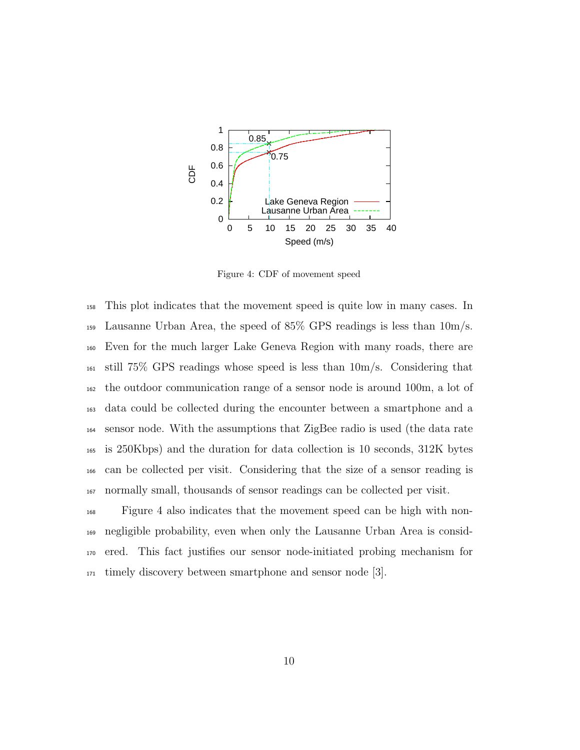Figure 4: CDF of movement speed

This plot indicates that the movement speed is quite low in many cases. In Lausanne Urban Area, the speed of 85% GPS readings is less than 10m/s. Even for the much larger Lake Geneva Region with many roads, there are still 75% GPS readings whose speed is less than 10m/s. Considering that the outdoor communication range of a sensor node is around 100m, a lot of data could be collected during the encounter between a smartphone and a sensor node. With the assumptions that ZigBee radio is used (the data rate is 250Kbps) and the duration for data collection is 10 seconds, 312K bytes can be collected per visit. Considering that the size of a sensor reading is normally small, thousands of sensor readings can be collected per visit.

Figure 4 also indicates that the movement speed can be high with non-negligible probability, even when only the Lausanne Urban Area is considered. This fact justifies our sensor node-initiated probing mechanism for timely discovery between smartphone and sensor node [3].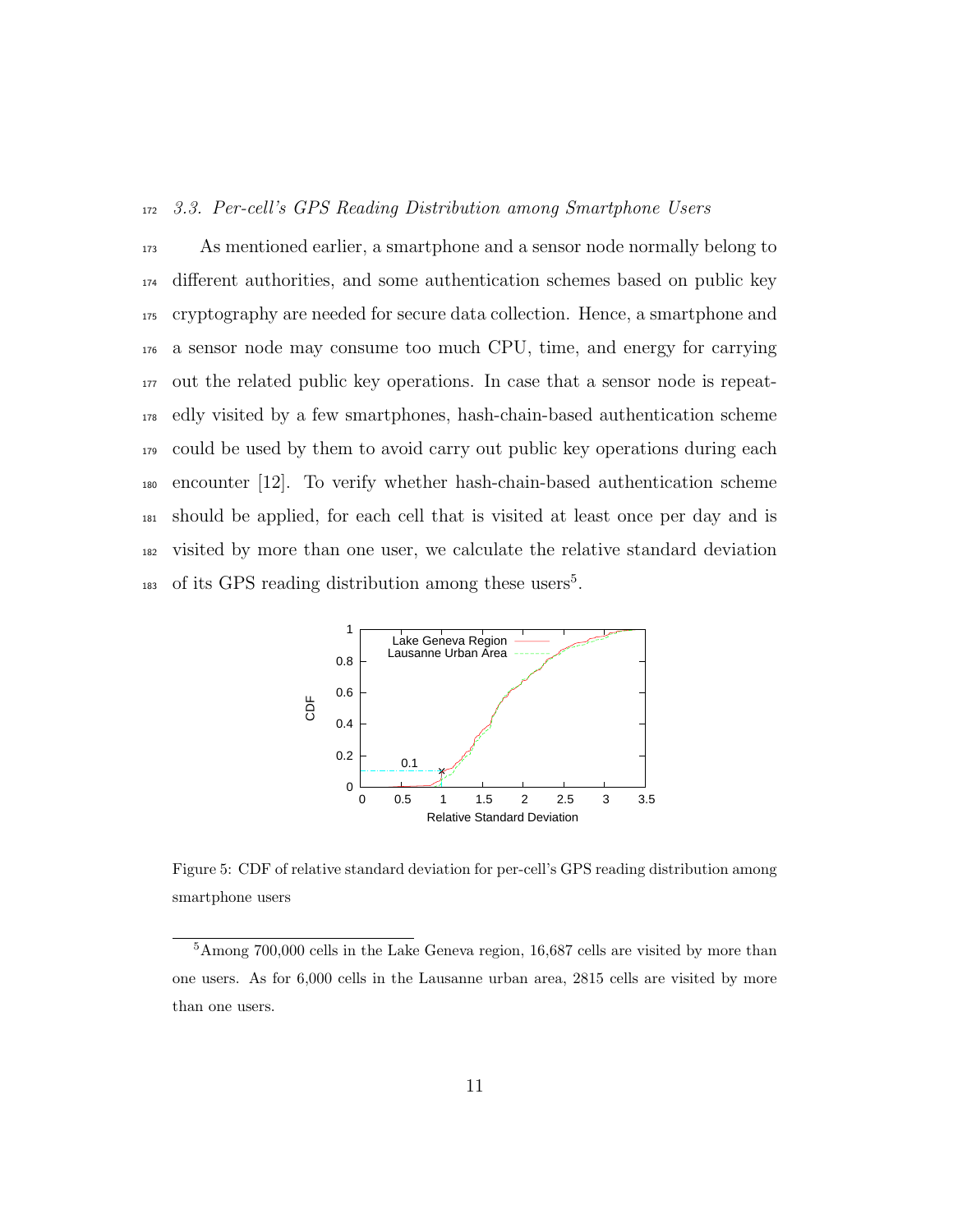### 3.3. Per-cell's GPS Reading Distribution among Smartphone Users

As mentioned earlier, a smartphone and a sensor node normally belong to different authorities, and some authentication schemes based on public key cryptography are needed for secure data collection. Hence, a smartphone and a sensor node may consume too much CPU, time, and energy for carrying out the related public key operations. In case that a sensor node is repeatedly visited by a few smartphones, hash-chain-based authentication scheme could be used by them to avoid carry out public key operations during each encounter [12]. To verify whether hash-chain-based authentication scheme should be applied, for each cell that is visited at least once per day and is visited by more than one user, we calculate the relative standard deviation of its GPS reading distribution among these users[5].

Figure 5: CDF of relative standard deviation for per-cell's GPS reading distribution among smartphone users

[5] Among 700,000 cells in the Lake Geneva region, 16,687 cells are visited by more than one users. As for 6,000 cells in the Lausanne urban area, 2815 cells are visited by more than one users.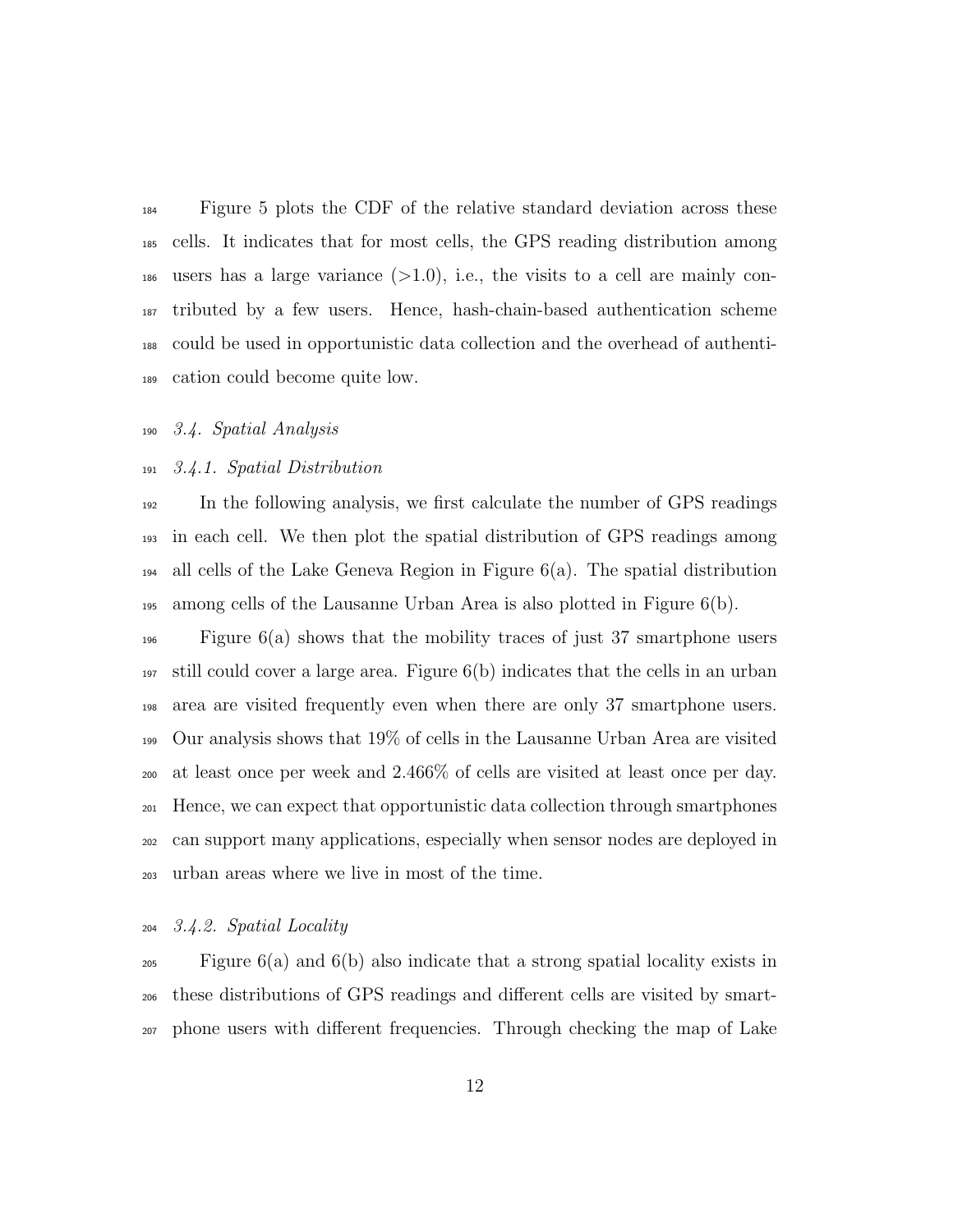Figure 5 plots the CDF of the relative standard deviation across these cells. It indicates that for most cells, the GPS reading distribution among users has a large variance (>1.0), i.e., the visits to a cell are mainly contributed by a few users. Hence, hash-chain-based authentication scheme could be used in opportunistic data collection and the overhead of authentication could become quite low.

### *3.4. Spatial Analysis*

#### *3.4.1. Spatial Distribution*

In the following analysis, we first calculate the number of GPS readings in each cell. We then plot the spatial distribution of GPS readings among all cells of the Lake Geneva Region in Figure 6(a). The spatial distribution among cells of the Lausanne Urban Area is also plotted in Figure 6(b).

Figure 6(a) shows that the mobility traces of just 37 smartphone users still could cover a large area. Figure 6(b) indicates that the cells in an urban area are visited frequently even when there are only 37 smartphone users. Our analysis shows that 19% of cells in the Lausanne Urban Area are visited at least once per week and 2.466% of cells are visited at least once per day. Hence, we can expect that opportunistic data collection through smartphones can support many applications, especially when sensor nodes are deployed in urban areas where we live in most of the time.

#### *3.4.2. Spatial Locality*

Figure 6(a) and 6(b) also indicate that a strong spatial locality exists in these distributions of GPS readings and different cells are visited by smartphone users with different frequencies. Through checking the map of Lake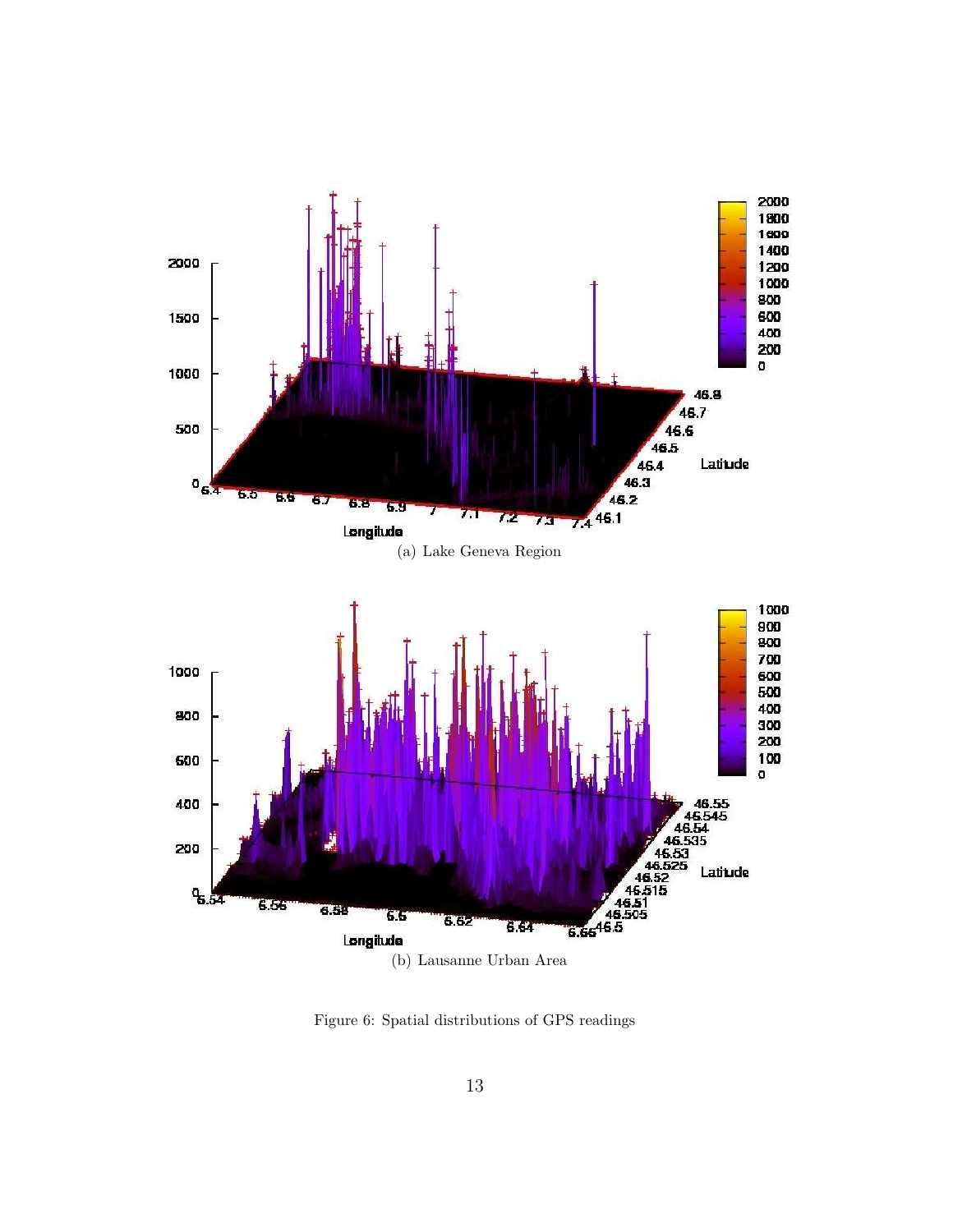(a) Lake Geneva Region

(b) Lausanne Urban Area

Figure 6: Spatial distributions of GPS readings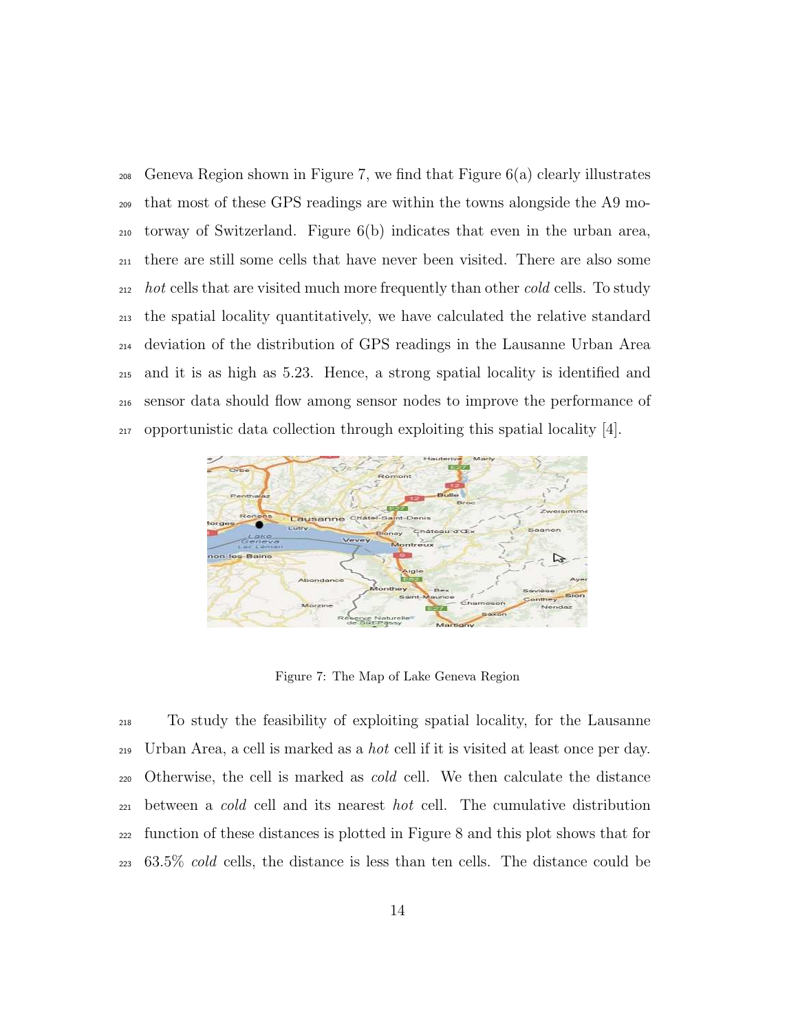Geneva Region shown in Figure 7, we find that Figure 6(a) clearly illustrates that most of these GPS readings are within the towns alongside the A9 motorway of Switzerland. Figure 6(b) indicates that even in the urban area, there are still some cells that have never been visited. There are also some *hot* cells that are visited much more frequently than other *cold* cells. To study the spatial locality quantitatively, we have calculated the relative standard deviation of the distribution of GPS readings in the Lausanne Urban Area and it is as high as 5.23. Hence, a strong spatial locality is identified and sensor data should flow among sensor nodes to improve the performance of opportunistic data collection through exploiting this spatial locality [4].

Figure 7: The Map of Lake Geneva Region

To study the feasibility of exploiting spatial locality, for the Lausanne Urban Area, a cell is marked as a *hot* cell if it is visited at least once per day. Otherwise, the cell is marked as *cold* cell. We then calculate the distance between a *cold* cell and its nearest *hot* cell. The cumulative distribution function of these distances is plotted in Figure 8 and this plot shows that for 63.5% *cold* cells, the distance is less than ten cells. The distance could be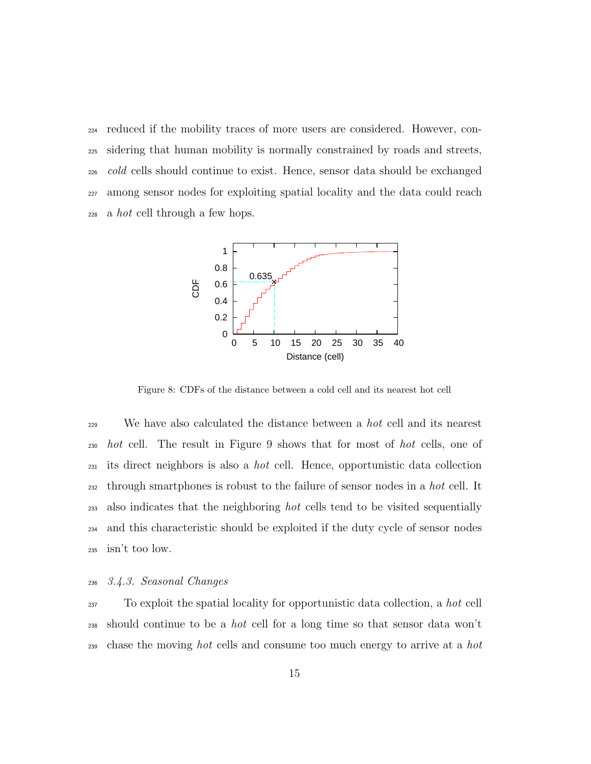reduced if the mobility traces of more users are considered. However, considering that human mobility is normally constrained by roads and streets, *cold* cells should continue to exist. Hence, sensor data should be exchanged among sensor nodes for exploiting spatial locality and the data could reach a *hot* cell through a few hops.

Figure 8: CDFs of the distance between a cold cell and its nearest hot cell

We have also calculated the distance between a *hot* cell and its nearest *hot* cell. The result in Figure 9 shows that for most of *hot* cells, one of its direct neighbors is also a *hot* cell. Hence, opportunistic data collection through smartphones is robust to the failure of sensor nodes in a *hot* cell. It also indicates that the neighboring *hot* cells tend to be visited sequentially and this characteristic should be exploited if the duty cycle of sensor nodes isn't too low.

### *3.4.3. Seasonal Changes*

To exploit the spatial locality for opportunistic data collection, a *hot* cell should continue to be a *hot* cell for a long time so that sensor data won't chase the moving *hot* cells and consume too much energy to arrive at a *hot*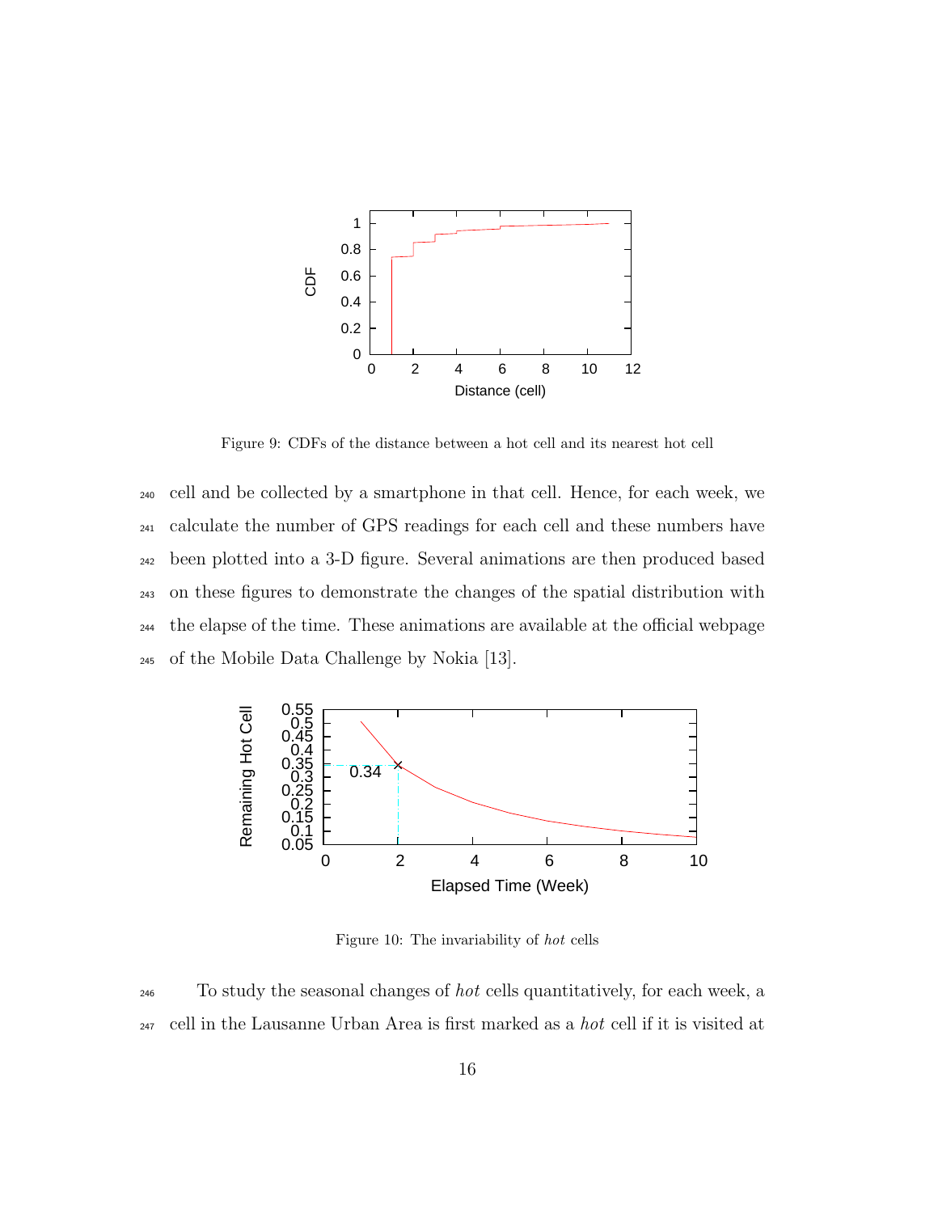Figure 9: CDFs of the distance between a hot cell and its nearest hot cell

cell and be collected by a smartphone in that cell. Hence, for each week, we calculate the number of GPS readings for each cell and these numbers have been plotted into a 3-D figure. Several animations are then produced based on these figures to demonstrate the changes of the spatial distribution with the elapse of the time. These animations are available at the official webpage of the Mobile Data Challenge by Nokia [13].

Figure 10: The invariability of *hot* cells

To study the seasonal changes of *hot* cells quantitatively, for each week, a cell in the Lausanne Urban Area is first marked as a *hot* cell if it is visited at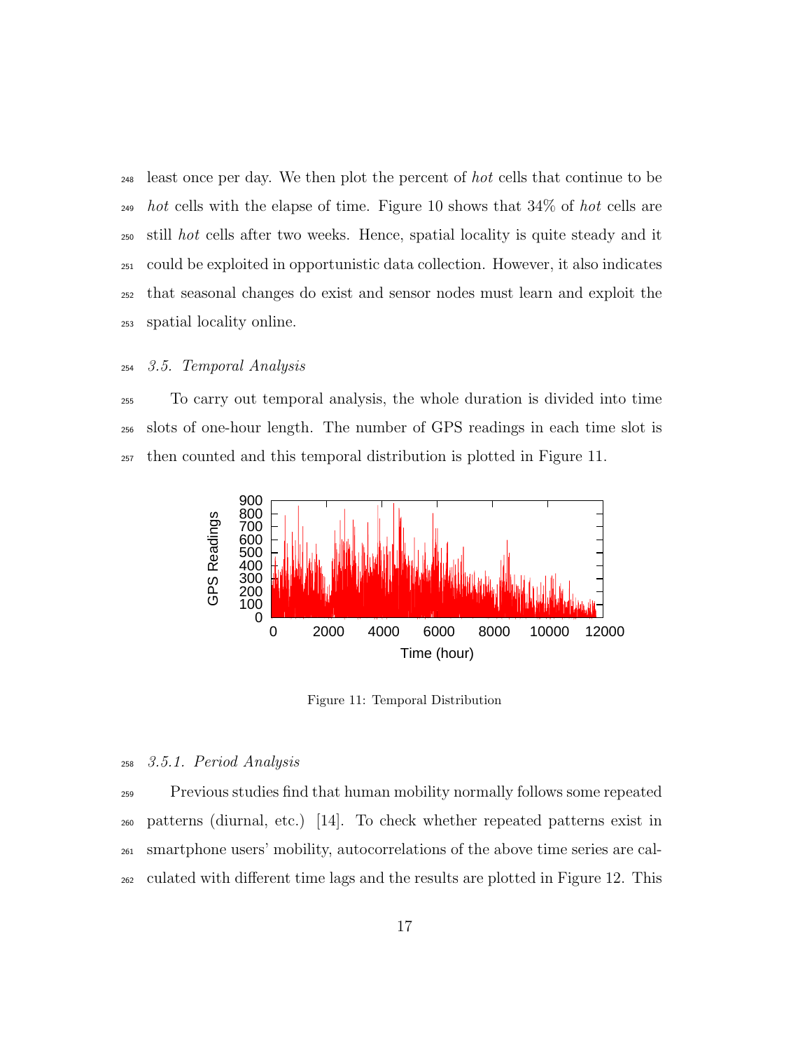least once per day. We then plot the percent of *hot* cells that continue to be *hot* cells with the elapse of time. Figure 10 shows that 34% of *hot* cells are still *hot* cells after two weeks. Hence, spatial locality is quite steady and it could be exploited in opportunistic data collection. However, it also indicates that seasonal changes do exist and sensor nodes must learn and exploit the spatial locality online.

### *3.5. Temporal Analysis*

To carry out temporal analysis, the whole duration is divided into time slots of one-hour length. The number of GPS readings in each time slot is then counted and this temporal distribution is plotted in Figure 11.

Figure 11: Temporal Distribution

#### *3.5.1. Period Analysis*

Previous studies find that human mobility normally follows some repeated patterns (diurnal, etc.) [14]. To check whether repeated patterns exist in smartphone users' mobility, autocorrelations of the above time series are calculated with different time lags and the results are plotted in Figure 12. This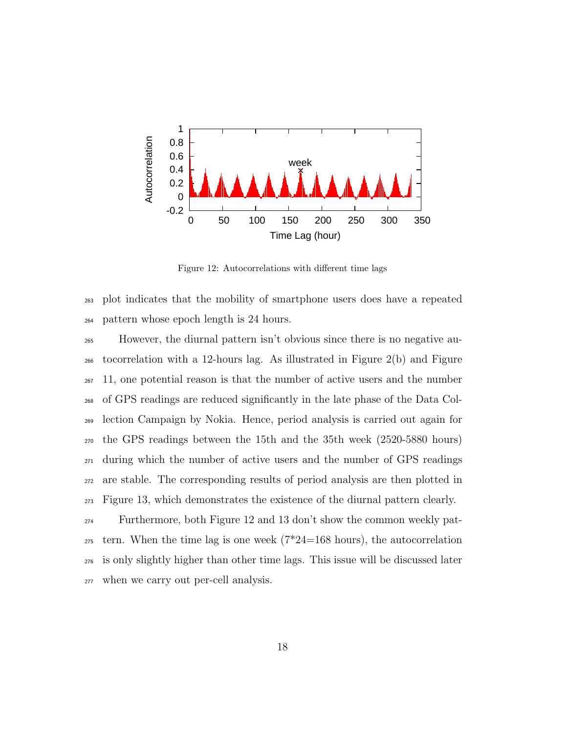Figure 12: Autocorrelations with different time lags

plot indicates that the mobility of smartphone users does have a repeated pattern whose epoch length is 24 hours.

However, the diurnal pattern isn't obvious since there is no negative autocorrelation with a 12-hours lag. As illustrated in Figure 2(b) and Figure 11, one potential reason is that the number of active users and the number of GPS readings are reduced significantly in the late phase of the Data Collection Campaign by Nokia. Hence, period analysis is carried out again for the GPS readings between the 15th and the 35th week (2520-5880 hours) during which the number of active users and the number of GPS readings are stable. The corresponding results of period analysis are then plotted in Figure 13, which demonstrates the existence of the diurnal pattern clearly.

Furthermore, both Figure 12 and 13 don't show the common weekly pattern. When the time lag is one week (7*24=168 hours), the autocorrelation is only slightly higher than other time lags. This issue will be discussed later when we carry out per-cell analysis.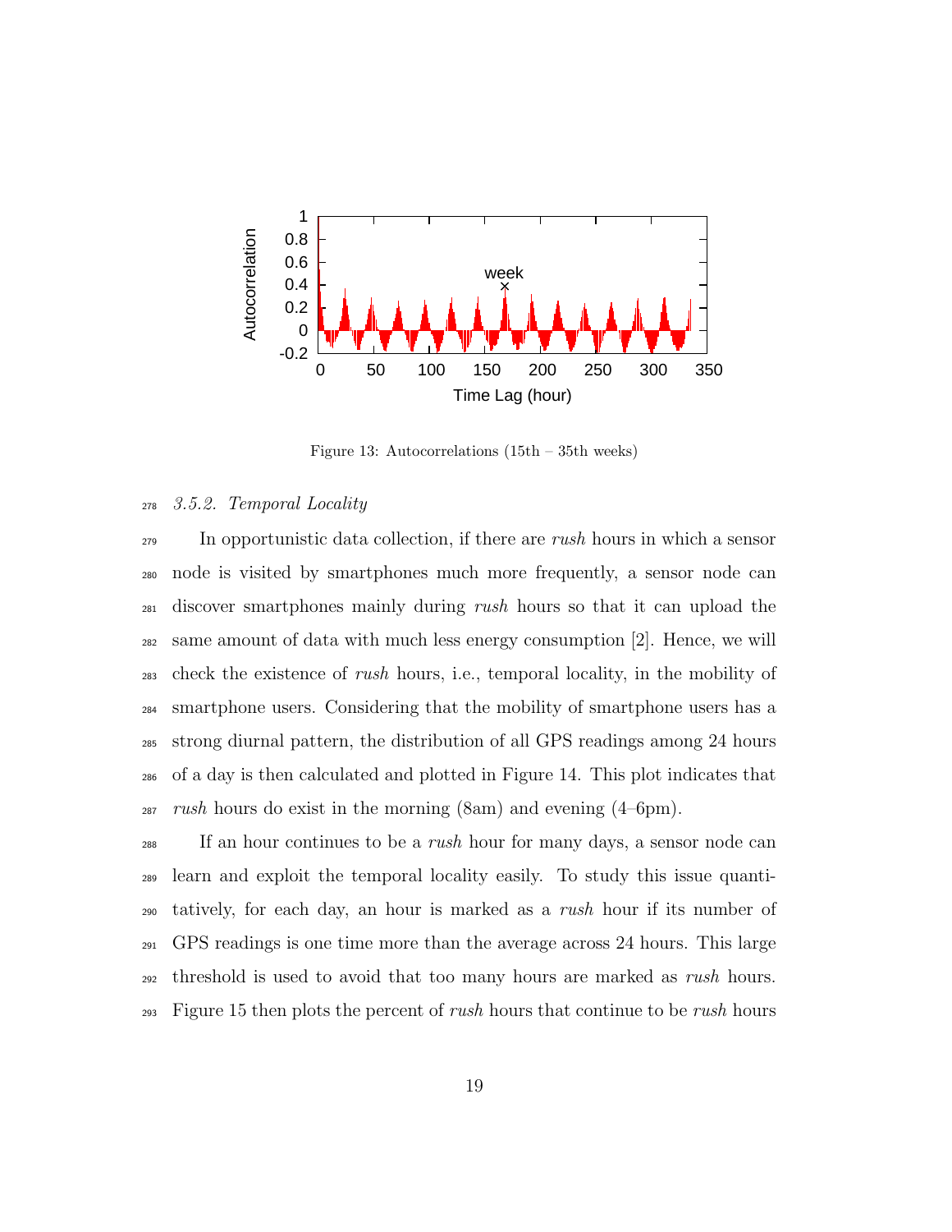Figure 13: Autocorrelations (15th – 35th weeks)

### 3.5.2. Temporal Locality

In opportunistic data collection, if there are *rush* hours in which a sensor node is visited by smartphones much more frequently, a sensor node can discover smartphones mainly during *rush* hours so that it can upload the same amount of data with much less energy consumption [2]. Hence, we will check the existence of *rush* hours, i.e., temporal locality, in the mobility of smartphone users. Considering that the mobility of smartphone users has a strong diurnal pattern, the distribution of all GPS readings among 24 hours of a day is then calculated and plotted in Figure 14. This plot indicates that *rush* hours do exist in the morning (8am) and evening (4–6pm).

If an hour continues to be a *rush* hour for many days, a sensor node can learn and exploit the temporal locality easily. To study this issue quantitatively, for each day, an hour is marked as a *rush* hour if its number of GPS readings is one time more than the average across 24 hours. This large threshold is used to avoid that too many hours are marked as *rush* hours. Figure 15 then plots the percent of *rush* hours that continue to be *rush* hours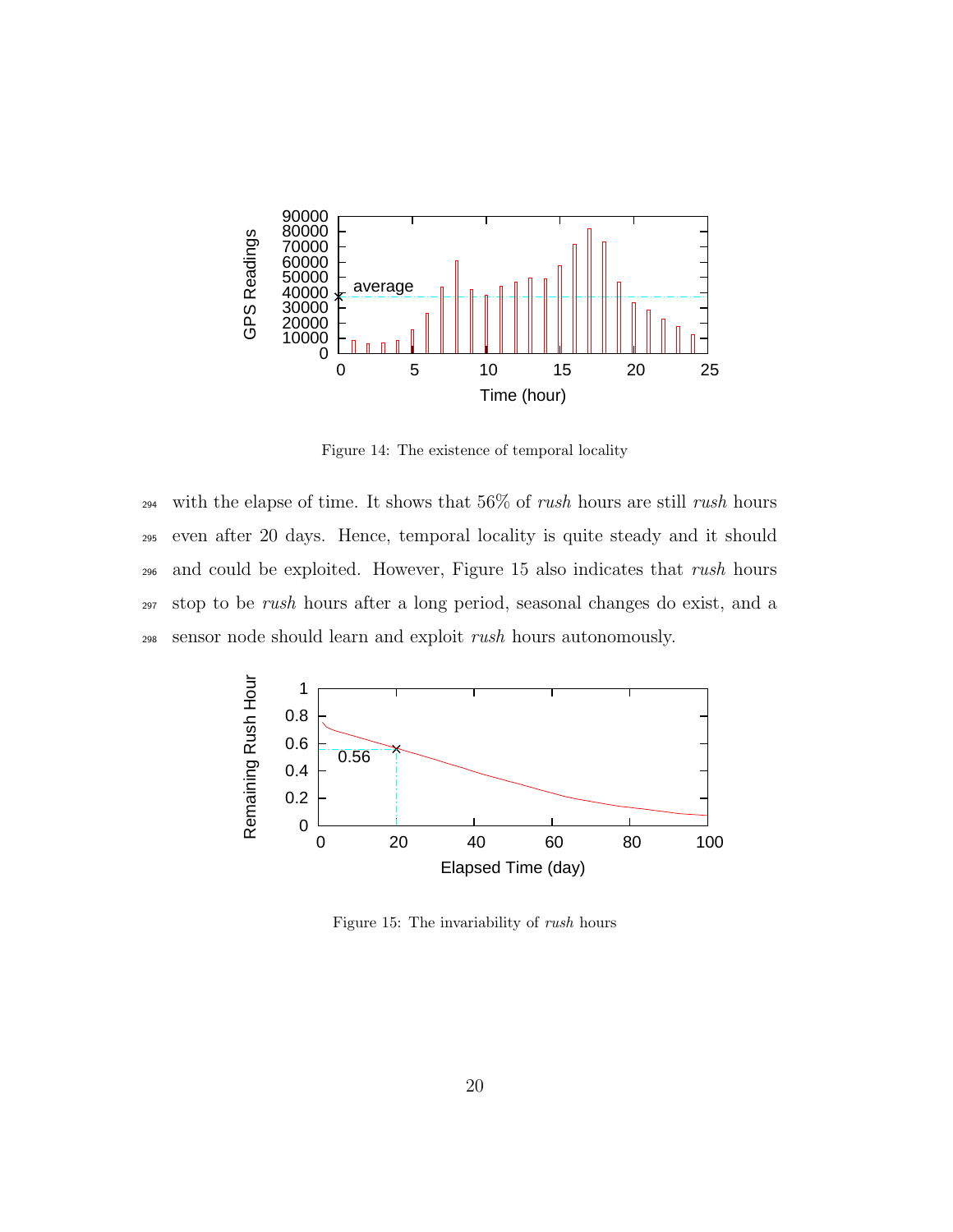Figure 14: The existence of temporal locality

with the elapse of time. It shows that 56% of *rush* hours are still *rush* hours even after 20 days. Hence, temporal locality is quite steady and it should and could be exploited. However, Figure 15 also indicates that *rush* hours stop to be *rush* hours after a long period, seasonal changes do exist, and a sensor node should learn and exploit *rush* hours autonomously.

Figure 15: The invariability of *rush* hours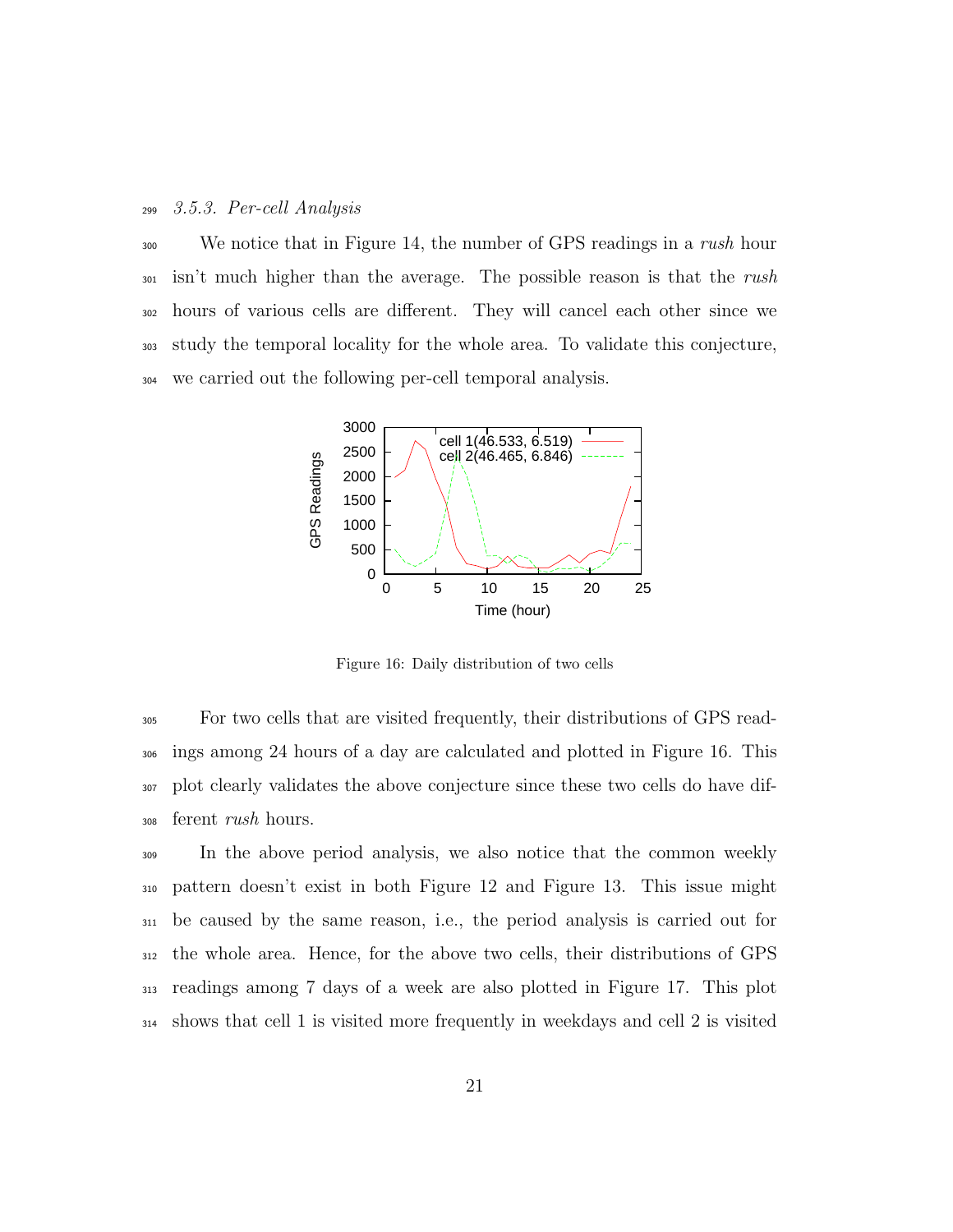### 3.5.3. Per-cell Analysis

We notice that in Figure 14, the number of GPS readings in a *rush* hour isn't much higher than the average. The possible reason is that the *rush* hours of various cells are different. They will cancel each other since we study the temporal locality for the whole area. To validate this conjecture, we carried out the following per-cell temporal analysis.

Figure 16: Daily distribution of two cells

For two cells that are visited frequently, their distributions of GPS readings among 24 hours of a day are calculated and plotted in Figure 16. This plot clearly validates the above conjecture since these two cells do have different *rush* hours.

In the above period analysis, we also notice that the common weekly pattern doesn't exist in both Figure 12 and Figure 13. This issue might be caused by the same reason, i.e., the period analysis is carried out for the whole area. Hence, for the above two cells, their distributions of GPS readings among 7 days of a week are also plotted in Figure 17. This plot shows that cell 1 is visited more frequently in weekdays and cell 2 is visited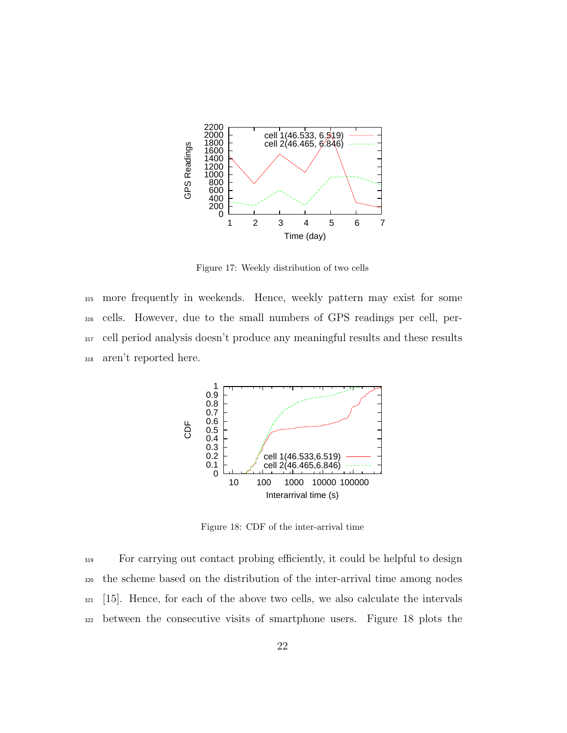Figure 17: Weekly distribution of two cells

more frequently in weekends. Hence, weekly pattern may exist for some cells. However, due to the small numbers of GPS readings per cell, per-cell period analysis doesn't produce any meaningful results and these results aren't reported here.

Figure 18: CDF of the inter-arrival time

For carrying out contact probing efficiently, it could be helpful to design the scheme based on the distribution of the inter-arrival time among nodes [15]. Hence, for each of the above two cells, we also calculate the intervals between the consecutive visits of smartphone users. Figure 18 plots the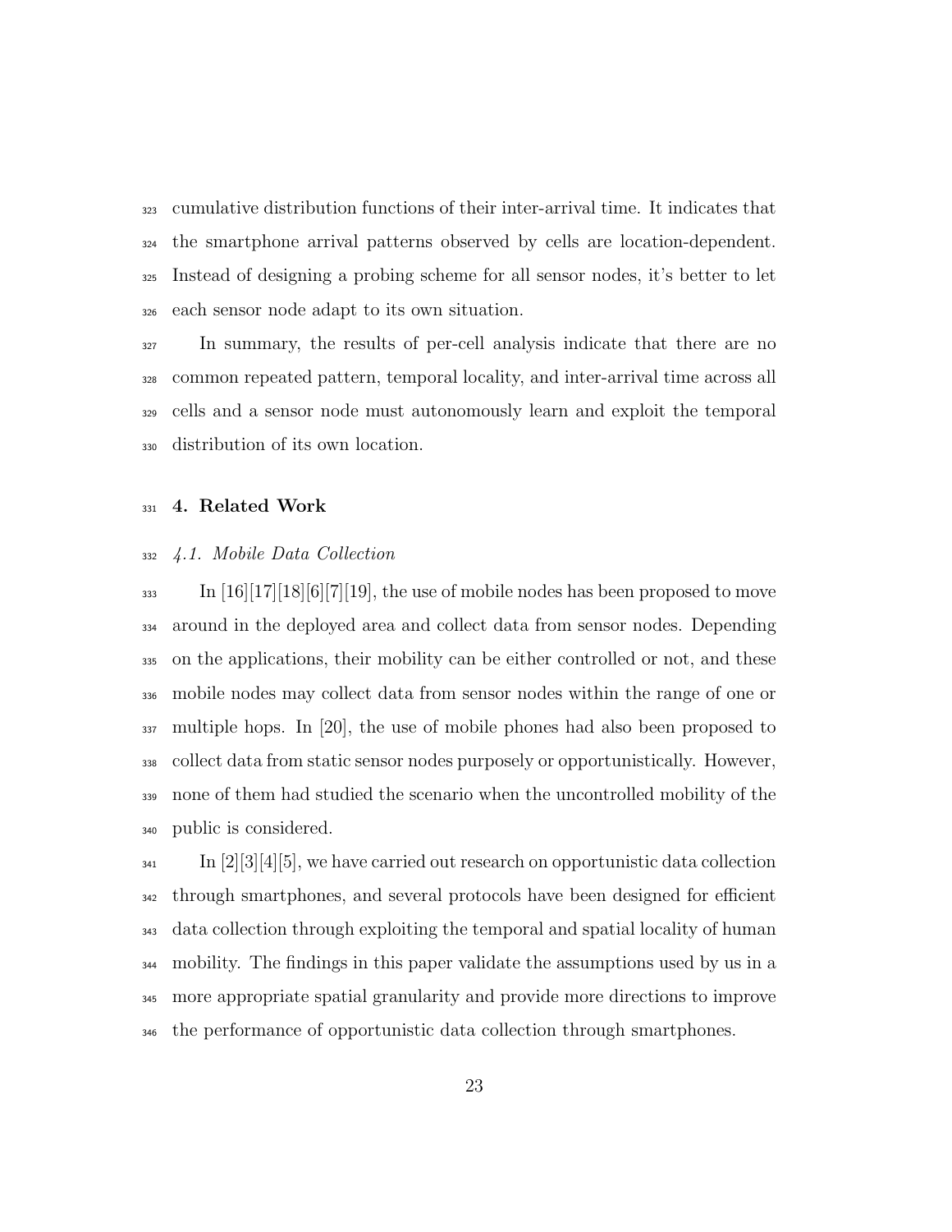cumulative distribution functions of their inter-arrival time. It indicates that the smartphone arrival patterns observed by cells are location-dependent. Instead of designing a probing scheme for all sensor nodes, it's better to let each sensor node adapt to its own situation.

In summary, the results of per-cell analysis indicate that there are no common repeated pattern, temporal locality, and inter-arrival time across all cells and a sensor node must autonomously learn and exploit the temporal distribution of its own location.

## 4. Related Work

### *4.1. Mobile Data Collection*

In [16][17][18][6][7][19], the use of mobile nodes has been proposed to move around in the deployed area and collect data from sensor nodes. Depending on the applications, their mobility can be either controlled or not, and these mobile nodes may collect data from sensor nodes within the range of one or multiple hops. In [20], the use of mobile phones had also been proposed to collect data from static sensor nodes purposely or opportunistically. However, none of them had studied the scenario when the uncontrolled mobility of the public is considered.

In [2][3][4][5], we have carried out research on opportunistic data collection through smartphones, and several protocols have been designed for efficient data collection through exploiting the temporal and spatial locality of human mobility. The findings in this paper validate the assumptions used by us in a more appropriate spatial granularity and provide more directions to improve the performance of opportunistic data collection through smartphones.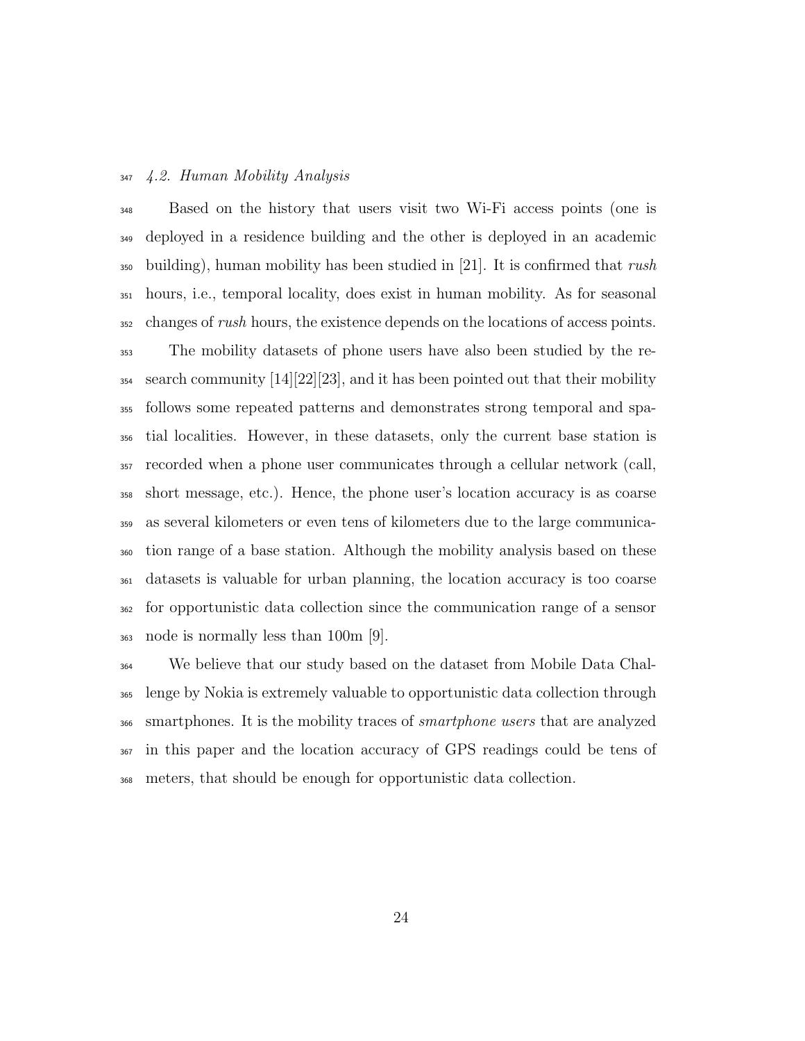### 4.2. Human Mobility Analysis

Based on the history that users visit two Wi-Fi access points (one is deployed in a residence building and the other is deployed in an academic building), human mobility has been studied in [21]. It is confirmed that *rush* hours, i.e., temporal locality, does exist in human mobility. As for seasonal changes of *rush* hours, the existence depends on the locations of access points.

The mobility datasets of phone users have also been studied by the research community [14][22][23], and it has been pointed out that their mobility follows some repeated patterns and demonstrates strong temporal and spatial localities. However, in these datasets, only the current base station is recorded when a phone user communicates through a cellular network (call, short message, etc.). Hence, the phone user's location accuracy is as coarse as several kilometers or even tens of kilometers due to the large communication range of a base station. Although the mobility analysis based on these datasets is valuable for urban planning, the location accuracy is too coarse for opportunistic data collection since the communication range of a sensor node is normally less than 100m [9].

We believe that our study based on the dataset from Mobile Data Challenge by Nokia is extremely valuable to opportunistic data collection through smartphones. It is the mobility traces of *smartphone users* that are analyzed in this paper and the location accuracy of GPS readings could be tens of meters, that should be enough for opportunistic data collection.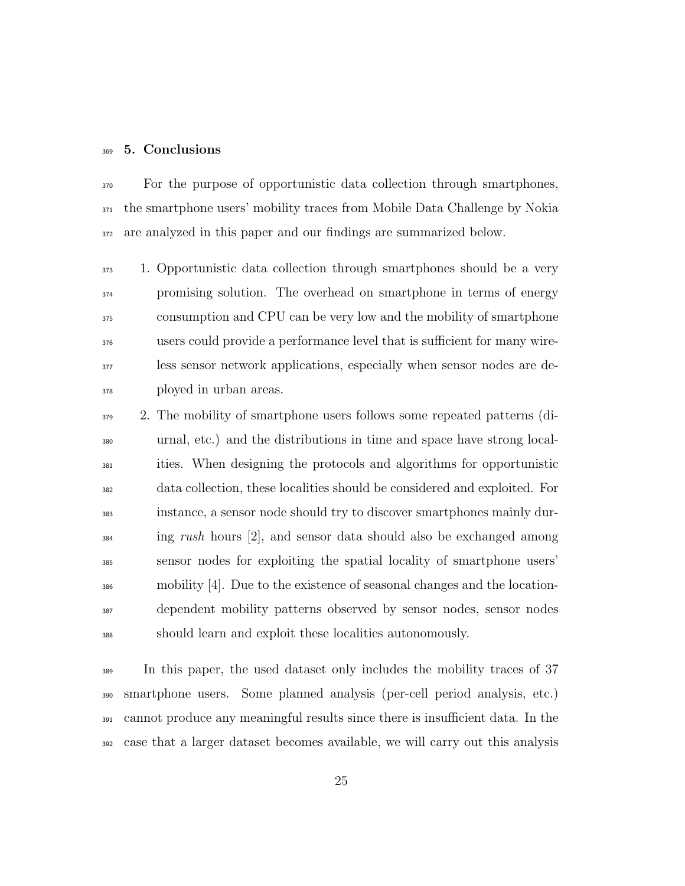## 5. Conclusions

For the purpose of opportunistic data collection through smartphones, the smartphone users' mobility traces from Mobile Data Challenge by Nokia are analyzed in this paper and our findings are summarized below.

1. Opportunistic data collection through smartphones should be a very promising solution. The overhead on smartphone in terms of energy consumption and CPU can be very low and the mobility of smartphone users could provide a performance level that is sufficient for many wireless sensor network applications, especially when sensor nodes are deployed in urban areas.
2. The mobility of smartphone users follows some repeated patterns (diurnal, etc.) and the distributions in time and space have strong localities. When designing the protocols and algorithms for opportunistic data collection, these localities should be considered and exploited. For instance, a sensor node should try to discover smartphones mainly during *rush* hours [2], and sensor data should also be exchanged among sensor nodes for exploiting the spatial locality of smartphone users' mobility [4]. Due to the existence of seasonal changes and the location-dependent mobility patterns observed by sensor nodes, sensor nodes should learn and exploit these localities autonomously.

In this paper, the used dataset only includes the mobility traces of 37 smartphone users. Some planned analysis (per-cell period analysis, etc.) cannot produce any meaningful results since there is insufficient data. In the case that a larger dataset becomes available, we will carry out this analysis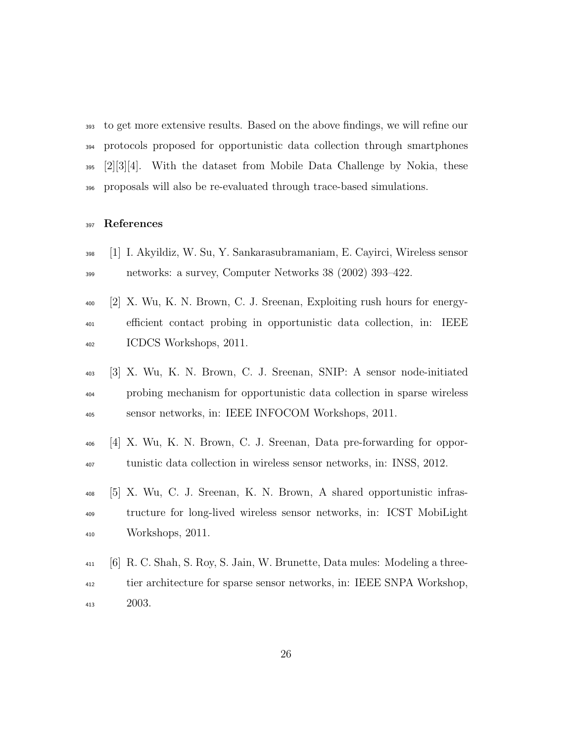to get more extensive results. Based on the above findings, we will refine our protocols proposed for opportunistic data collection through smartphones [2][3][4]. With the dataset from Mobile Data Challenge by Nokia, these proposals will also be re-evaluated through trace-based simulations.

## References

[1] I. Akyildiz, W. Su, Y. Sankarasubramaniam, E. Cayirci, Wireless sensor networks: a survey, Computer Networks 38 (2002) 393–422.

[2] X. Wu, K. N. Brown, C. J. Sreenan, Exploiting rush hours for energy-efficient contact probing in opportunistic data collection, in: IEEE ICDCS Workshops, 2011.

[3] X. Wu, K. N. Brown, C. J. Sreenan, SNIP: A sensor node-initiated probing mechanism for opportunistic data collection in sparse wireless sensor networks, in: IEEE INFOCOM Workshops, 2011.

[4] X. Wu, K. N. Brown, C. J. Sreenan, Data pre-forwarding for opportunistic data collection in wireless sensor networks, in: INSS, 2012.

[5] X. Wu, C. J. Sreenan, K. N. Brown, A shared opportunistic infrastructure for long-lived wireless sensor networks, in: ICST MobiLight Workshops, 2011.

[6] R. C. Shah, S. Roy, S. Jain, W. Brunette, Data mules: Modeling a three-tier architecture for sparse sensor networks, in: IEEE SNPA Workshop, 2003.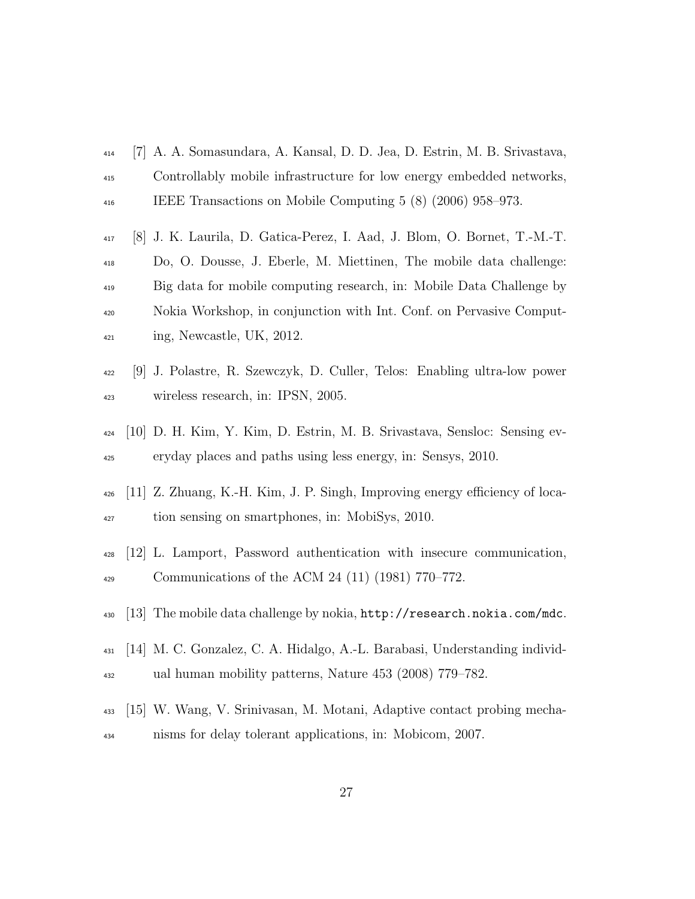[7] A. A. Somasundara, A. Kansal, D. D. Jea, D. Estrin, M. B. Srivastava, Controllably mobile infrastructure for low energy embedded networks, IEEE Transactions on Mobile Computing 5 (8) (2006) 958–973.

[8] J. K. Laurila, D. Gatica-Perez, I. Aad, J. Blom, O. Bornet, T.-M.-T. Do, O. Dousse, J. Eberle, M. Miettinen, The mobile data challenge: Big data for mobile computing research, in: Mobile Data Challenge by Nokia Workshop, in conjunction with Int. Conf. on Pervasive Computing, Newcastle, UK, 2012.

[9] J. Polastre, R. Szewczyk, D. Culler, Telos: Enabling ultra-low power wireless research, in: IPSN, 2005.

[10] D. H. Kim, Y. Kim, D. Estrin, M. B. Srivastava, Sensloc: Sensing everyday places and paths using less energy, in: Sensys, 2010.

[11] Z. Zhuang, K.-H. Kim, J. P. Singh, Improving energy efficiency of location sensing on smartphones, in: MobiSys, 2010.

[12] L. Lamport, Password authentication with insecure communication, Communications of the ACM 24 (11) (1981) 770–772.

[13] The mobile data challenge by nokia, `http://research.nokia.com/mdc`.

[14] M. C. Gonzalez, C. A. Hidalgo, A.-L. Barabasi, Understanding individual human mobility patterns, Nature 453 (2008) 779–782.

[15] W. Wang, V. Srinivasan, M. Motani, Adaptive contact probing mechanisms for delay tolerant applications, in: Mobicom, 2007.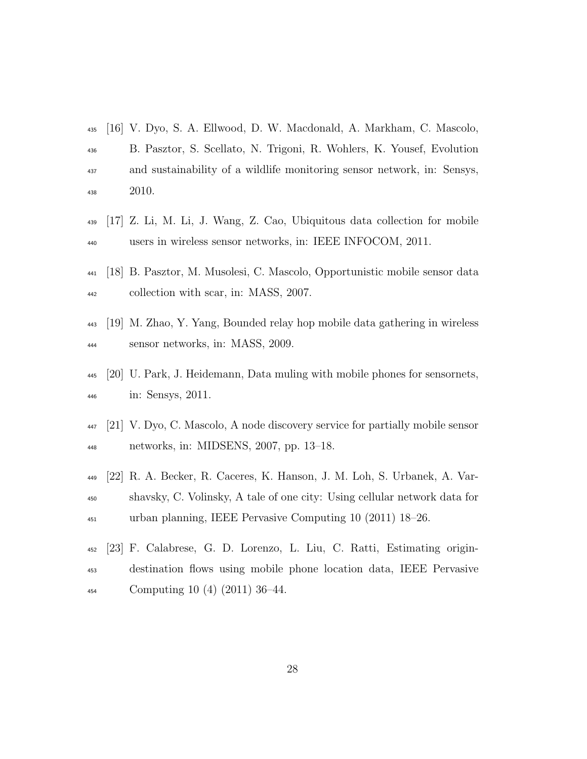[16] V. Dyo, S. A. Ellwood, D. W. Macdonald, A. Markham, C. Mascolo, B. Pasztor, S. Scellato, N. Trigoni, R. Wohlers, K. Yousef, Evolution and sustainability of a wildlife monitoring sensor network, in: Sensys, 2010.

[17] Z. Li, M. Li, J. Wang, Z. Cao, Ubiquitous data collection for mobile users in wireless sensor networks, in: IEEE INFOCOM, 2011.

[18] B. Pasztor, M. Musolesi, C. Mascolo, Opportunistic mobile sensor data collection with scar, in: MASS, 2007.

[19] M. Zhao, Y. Yang, Bounded relay hop mobile data gathering in wireless sensor networks, in: MASS, 2009.

[20] U. Park, J. Heidemann, Data muling with mobile phones for sensornets, in: Sensys, 2011.

[21] V. Dyo, C. Mascolo, A node discovery service for partially mobile sensor networks, in: MIDSENS, 2007, pp. 13–18.

[22] R. A. Becker, R. Caceres, K. Hanson, J. M. Loh, S. Urbanek, A. Varshavsky, C. Volinsky, A tale of one city: Using cellular network data for urban planning, IEEE Pervasive Computing 10 (2011) 18–26.

[23] F. Calabrese, G. D. Lorenzo, L. Liu, C. Ratti, Estimating origin-destination flows using mobile phone location data, IEEE Pervasive Computing 10 (4) (2011) 36–44.